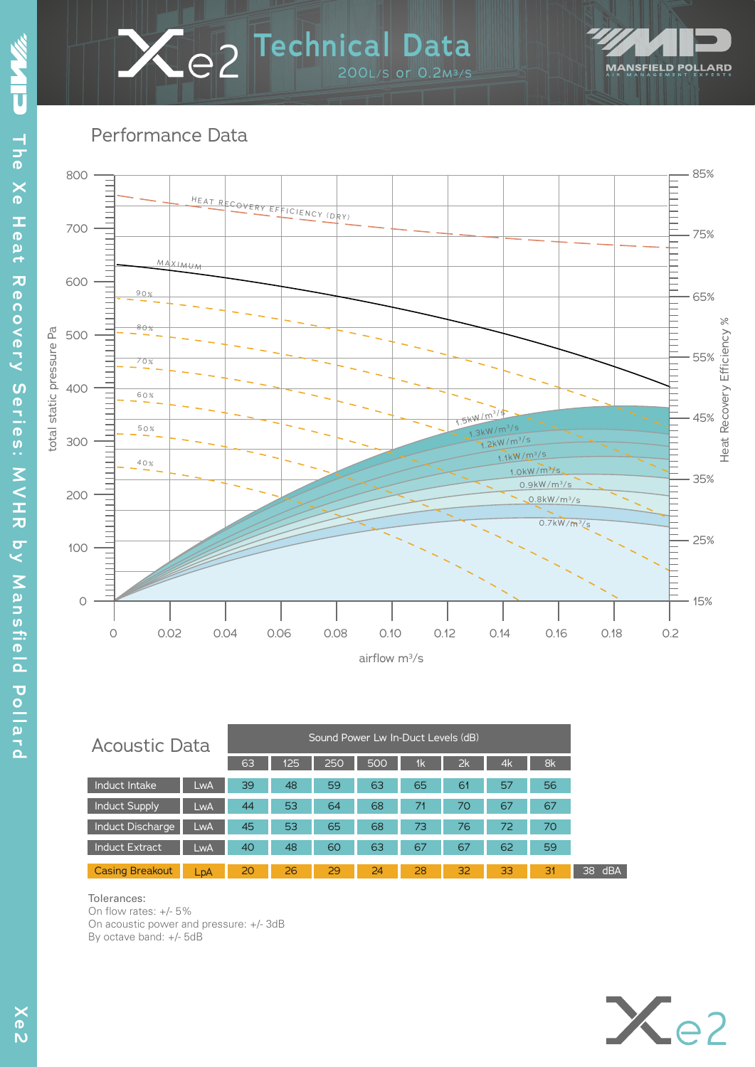# Xe2 Technical Data

200L/s or 0.2m³/s

## Performance Data

## Acoustic Data

| | | Sound Power Lw In-Duct Levels (dB) | | | | | | | | |
|---|---|---|---|---|---|---|---|---|---|---|
| | | 63 | 125 | 250 | 500 | 1k | 2k | 4k | 8k | |
| Induct Intake | LwA | 39 | 48 | 59 | 63 | 65 | 61 | 57 | 56 | |
| Induct Supply | LwA | 44 | 53 | 64 | 68 | 71 | 70 | 67 | 67 | |
| Induct Discharge | LwA | 45 | 53 | 65 | 68 | 73 | 76 | 72 | 70 | |
| Induct Extract | LwA | 40 | 48 | 60 | 63 | 67 | 67 | 62 | 59 | |
| Casing Breakout | LpA | 20 | 26 | 29 | 24 | 28 | 32 | 33 | 31 | 38 dBA |

Tolerances:
On flow rates: +/- 5%
On acoustic power and pressure: +/- 3dB
By octave band: +/- 5dB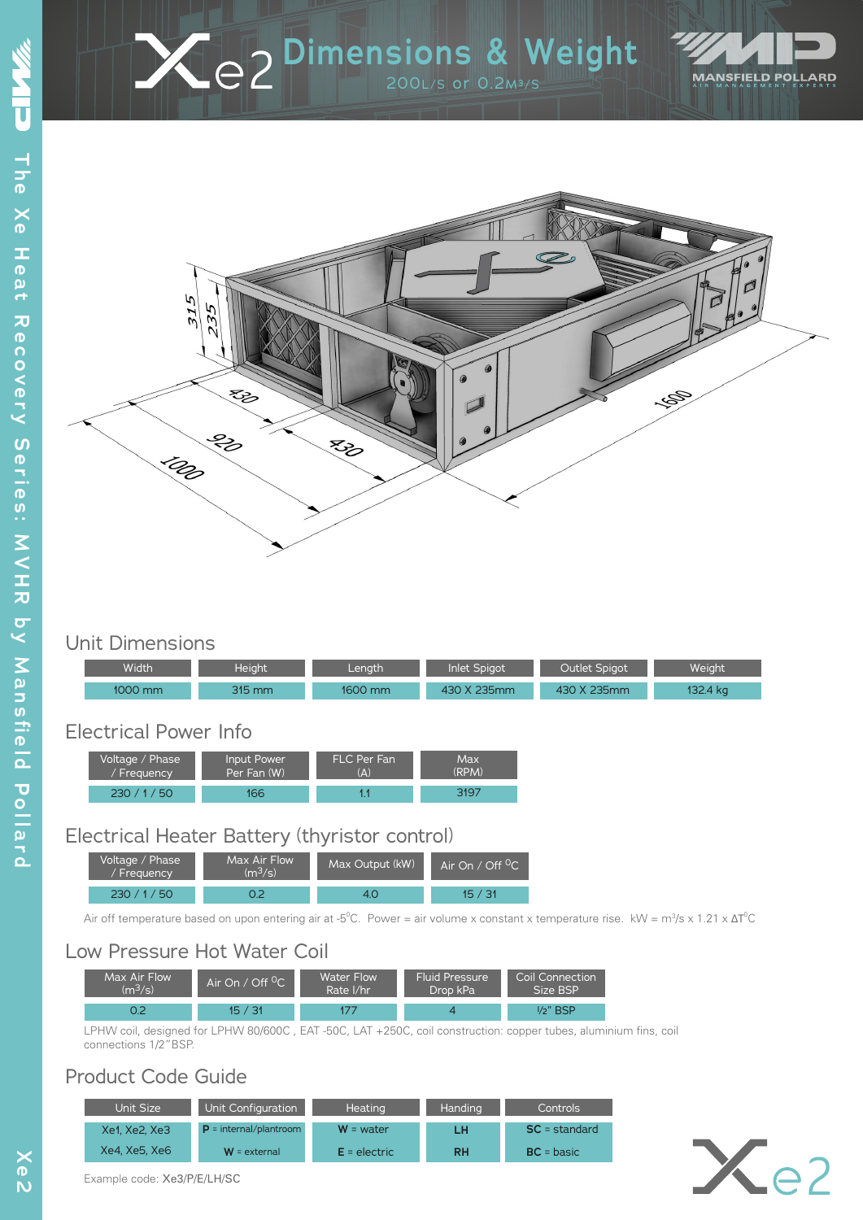# Xe2 Dimensions & Weight

200L/s or 0.2M3/S

315
235
430
920
430
1000
1600

## Unit Dimensions

| Width | Height | Length | Inlet Spigot | Outlet Spigot | Weight |
|---|---|---|---|---|---|
| 1000 mm | 315 mm | 1600 mm | 430 X 235mm | 430 X 235mm | 132.4 kg |

## Electrical Power Info

| Voltage / Phase / Frequency | Input Power Per Fan (W) | FLC Per Fan (A) | Max (RPM) |
|---|---|---|---|
| 230 / 1 / 50 | 166 | 1.1 | 3197 |

## Electrical Heater Battery (thyristor control)

| Voltage / Phase / Frequency | Max Air Flow ($m^3/s$) | Max Output (kW) | Air On / Off $^0C$ |
|---|---|---|---|
| 230 / 1 / 50 | 0.2 | 4.0 | 15 / 31 |

Air off temperature based on upon entering air at -5$^0$C. Power = air volume x constant x temperature rise. kW = $m^3/s$ x 1.21 x $\Delta T^0C$

## Low Pressure Hot Water Coil

| Max Air Flow ($m^3/s$) | Air On / Off $^0C$ | Water Flow Rate l/hr | Fluid Pressure Drop kPa | Coil Connection Size BSP |
|---|---|---|---|---|
| 0.2 | 15 / 31 | 177 | 4 | ½" BSP |

LPHW coil, designed for LPHW 80/600C , EAT -50C, LAT +250C, coil construction: copper tubes, aluminium fins, coil connections 1/2"BSP.

## Product Code Guide

| Unit Size | Unit Configuration | Heating | Handing | Controls |
|---|---|---|---|---|
| Xe1, Xe2, Xe3 | **P** = internal/plantroom | **W** = water | **LH** | **SC** = standard |
| Xe4, Xe5, Xe6 | **W** = external | **E** = electric | **RH** | **BC** = basic |

Example code: Xe3/P/E/LH/SC